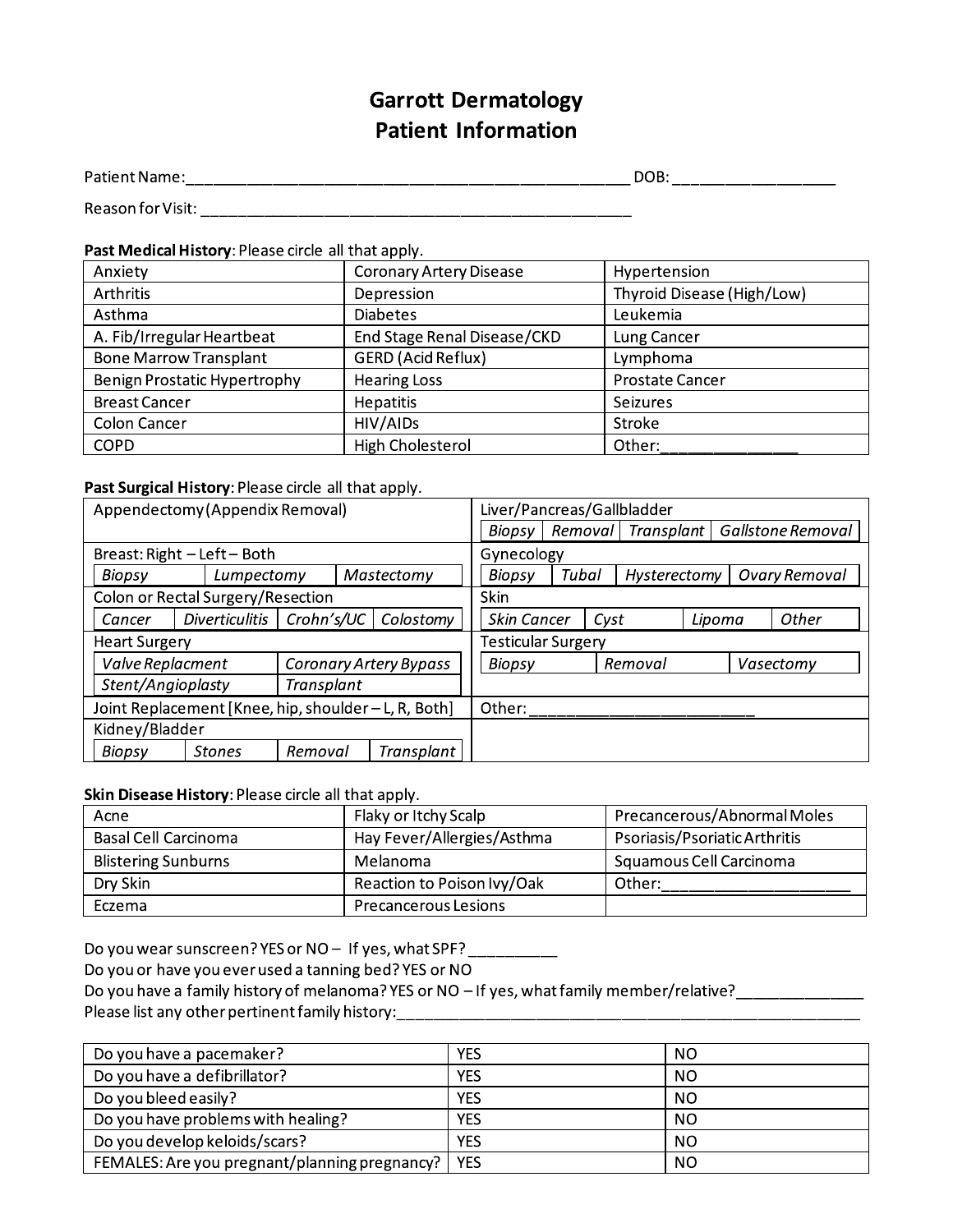# Garrott Dermatology
# Patient Information

Patient Name:_____________________________________________________ DOB: __________________

Reason for Visit: __________________________________________________

**Past Medical History**: Please circle all that apply.

| | | |
|---|---|---|
| Anxiety | Coronary Artery Disease | Hypertension |
| Arthritis | Depression | Thyroid Disease (High/Low) |
| Asthma | Diabetes | Leukemia |
| A. Fib/Irregular Heartbeat | End Stage Renal Disease/CKD | Lung Cancer |
| Bone Marrow Transplant | GERD (Acid Reflux) | Lymphoma |
| Benign Prostatic Hypertrophy | Hearing Loss | Prostate Cancer |
| Breast Cancer | Hepatitis | Seizures |
| Colon Cancer | HIV/AIDs | Stroke |
| COPD | High Cholesterol | Other:________________ |

**Past Surgical History**: Please circle all that apply.

| | |
|---|---|
| Appendectomy (Appendix Removal) | Liver/Pancreas/Gallbladder: *Biopsy* \| *Removal* \| *Transplant* \| *Gallstone Removal* |
| Breast: Right – Left – Both: *Biopsy* \| *Lumpectomy* \| *Mastectomy* | Gynecology: *Biopsy* \| *Tubal* \| *Hysterectomy* \| *Ovary Removal* |
| Colon or Rectal Surgery/Resection: *Cancer* \| *Diverticulitis* \| *Crohn's/UC* \| *Colostomy* | Skin: *Skin Cancer* \| *Cyst* \| *Lipoma* \| *Other* |
| Heart Surgery: *Valve Replacment* \| *Coronary Artery Bypass* \| *Stent/Angioplasty* \| *Transplant* | Testicular Surgery: *Biopsy* \| *Removal* \| *Vasectomy* |
| Joint Replacement [Knee, hip, shoulder – L, R, Both] | Other: __________________________ |
| Kidney/Bladder: *Biopsy* \| *Stones* \| *Removal* \| *Transplant* | |

**Skin Disease History**: Please circle all that apply.

| | | |
|---|---|---|
| Acne | Flaky or Itchy Scalp | Precancerous/Abnormal Moles |
| Basal Cell Carcinoma | Hay Fever/Allergies/Asthma | Psoriasis/Psoriatic Arthritis |
| Blistering Sunburns | Melanoma | Squamous Cell Carcinoma |
| Dry Skin | Reaction to Poison Ivy/Oak | Other:_____________________ |
| Eczema | Precancerous Lesions | |

Do you wear sunscreen? YES or NO – If yes, what SPF? __________

Do you or have you ever used a tanning bed? YES or NO

Do you have a family history of melanoma? YES or NO – If yes, what family member/relative?______________

Please list any other pertinent family history:_____________________________________________________

| | | |
|---|---|---|
| Do you have a pacemaker? | YES | NO |
| Do you have a defibrillator? | YES | NO |
| Do you bleed easily? | YES | NO |
| Do you have problems with healing? | YES | NO |
| Do you develop keloids/scars? | YES | NO |
| FEMALES: Are you pregnant/planning pregnancy? | YES | NO |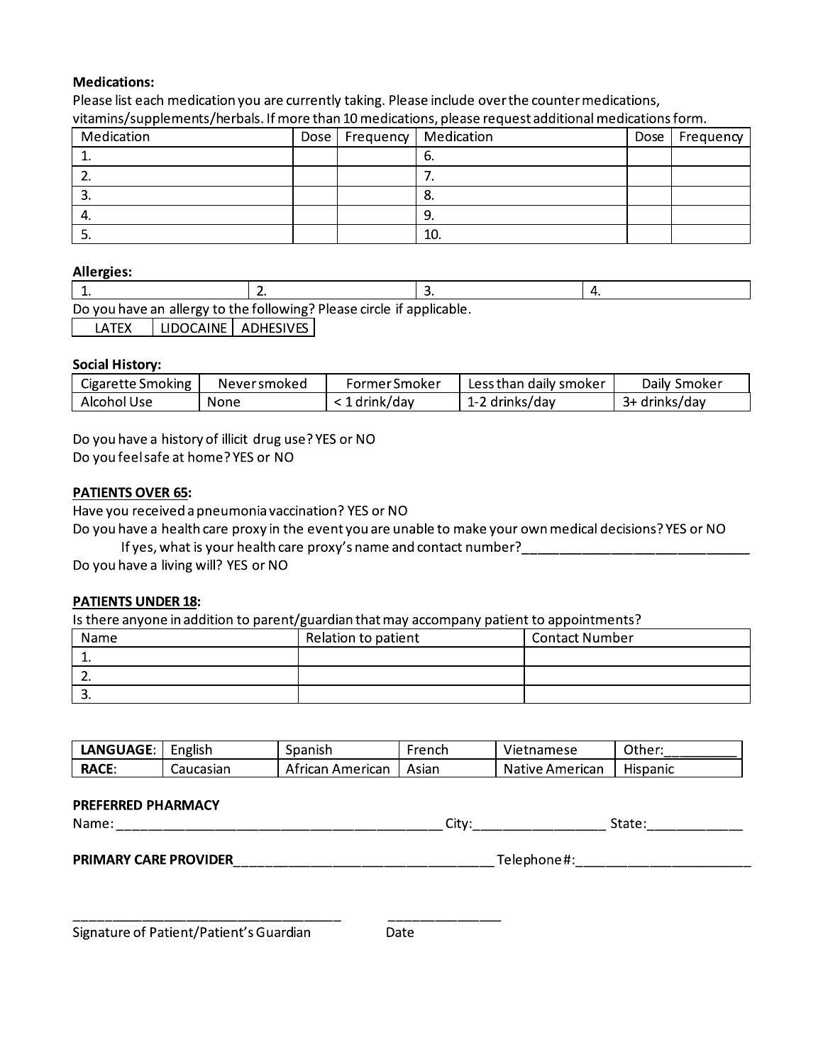**Medications:**

Please list each medication you are currently taking. Please include over the counter medications, vitamins/supplements/herbals. If more than 10 medications, please request additional medications form.

| Medication | Dose | Frequency | Medication | Dose | Frequency |
|---|---|---|---|---|---|
| 1. | | | 6. | | |
| 2. | | | 7. | | |
| 3. | | | 8. | | |
| 4. | | | 9. | | |
| 5. | | | 10. | | |

**Allergies:**

| 1. | 2. | 3. | 4. |
|---|---|---|---|

Do you have an allergy to the following? Please circle if applicable.

| LATEX | LIDOCAINE | ADHESIVES |
|---|---|---|

**Social History:**

| Cigarette Smoking | Never smoked | Former Smoker | Less than daily smoker | Daily Smoker |
|---|---|---|---|---|
| Alcohol Use | None | < 1 drink/day | 1-2 drinks/day | 3+ drinks/day |

Do you have a history of illicit drug use? YES or NO

Do you feel safe at home? YES or NO

**PATIENTS OVER 65:**

Have you received a pneumonia vaccination? YES or NO

Do you have a health care proxy in the event you are unable to make your own medical decisions? YES or NO

If yes, what is your health care proxy's name and contact number?______________________________

Do you have a living will? YES or NO

**PATIENTS UNDER 18:**

Is there anyone in addition to parent/guardian that may accompany patient to appointments?

| Name | Relation to patient | Contact Number |
|---|---|---|
| 1. | | |
| 2. | | |
| 3. | | |

| **LANGUAGE**: | English | Spanish | French | Vietnamese | Other:__________ |
|---|---|---|---|---|---|
| **RACE**: | Caucasian | African American | Asian | Native American | Hispanic |

**PREFERRED PHARMACY**

Name: ___________________________________________ City:_________________ State:_____________

**PRIMARY CARE PROVIDER**___________________________________ Telephone #:_______________________

___________________________________ _______________

Signature of Patient/Patient's Guardian Date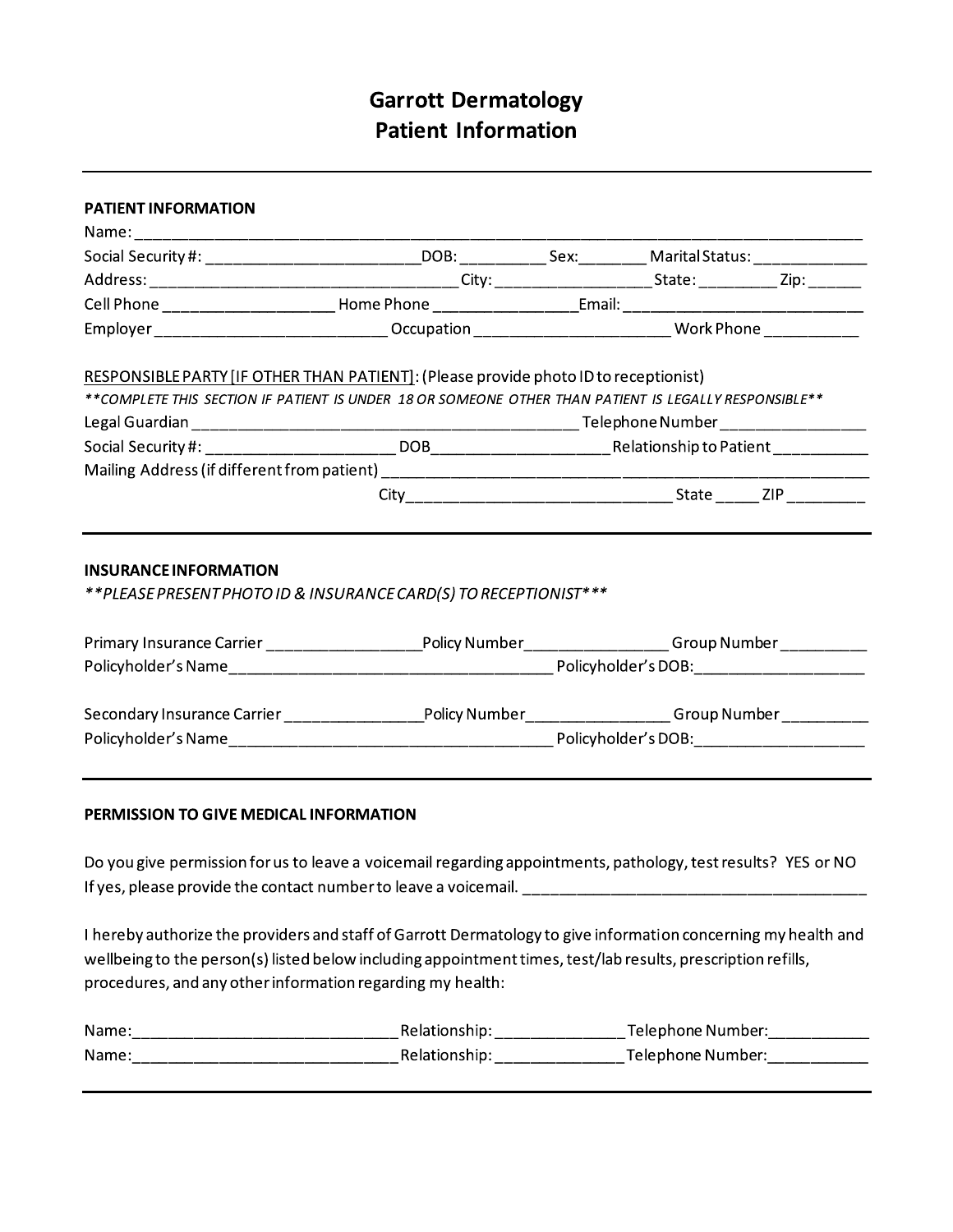# Garrott Dermatology
# Patient Information

---

**PATIENT INFORMATION**

Name: ___________________________________________________________________________________

Social Security #: ________________________DOB: __________ Sex:________ Marital Status: _____________

Address: ___________________________________City: __________________State: _________ Zip: ______

Cell Phone ___________________ Home Phone ________________Email: ___________________________

Employer __________________________ Occupation ______________________ Work Phone ___________

RESPONSIBLE PARTY [IF OTHER THAN PATIENT]: (Please provide photo ID to receptionist)

***\*\*COMPLETE THIS SECTION IF PATIENT IS UNDER 18 OR SOMEONE OTHER THAN PATIENT IS LEGALLY RESPONSIBLE\*\****

Legal Guardian _____________________________________________ Telephone Number _________________

Social Security #: ______________________ DOB____________________Relationship to Patient ___________

Mailing Address (if different from patient) ____________________________________________________

City_______________________________ State _____ ZIP _________

---

**INSURANCE INFORMATION**

*\*\*PLEASE PRESENT PHOTO ID & INSURANCE CARD(S) TO RECEPTIONIST\*\*\**

Primary Insurance Carrier __________________Policy Number________________ Group Number __________

Policyholder's Name____________________________________ Policyholder's DOB:___________________

Secondary Insurance Carrier ________________Policy Number________________ Group Number __________

Policyholder's Name____________________________________ Policyholder's DOB:___________________

---

**PERMISSION TO GIVE MEDICAL INFORMATION**

Do you give permission for us to leave a voicemail regarding appointments, pathology, test results? YES or NO

If yes, please provide the contact number to leave a voicemail. _______________________________________

I hereby authorize the providers and staff of Garrott Dermatology to give information concerning my health and wellbeing to the person(s) listed below including appointment times, test/lab results, prescription refills, procedures, and any other information regarding my health:

Name:______________________________ Relationship: _______________ Telephone Number:____________

Name:______________________________ Relationship: _______________ Telephone Number:____________

---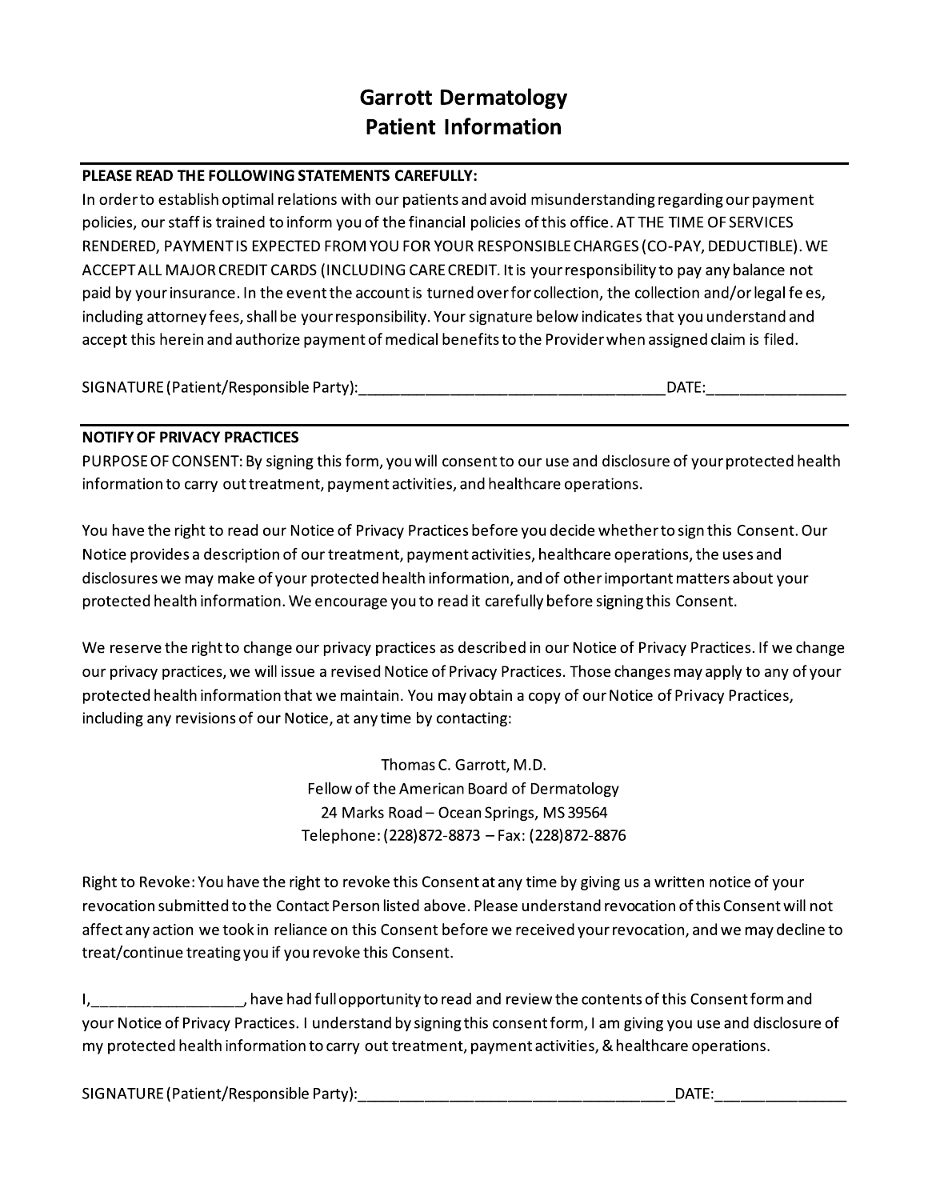# Garrott Dermatology
# Patient Information

**PLEASE READ THE FOLLOWING STATEMENTS CAREFULLY:**

In order to establish optimal relations with our patients and avoid misunderstanding regarding our payment policies, our staff is trained to inform you of the financial policies of this office. AT THE TIME OF SERVICES RENDERED, PAYMENT IS EXPECTED FROM YOU FOR YOUR RESPONSIBLE CHARGES (CO-PAY, DEDUCTIBLE). WE ACCEPT ALL MAJOR CREDIT CARDS (INCLUDING CARE CREDIT. It is your responsibility to pay any balance not paid by your insurance. In the event the account is turned over for collection, the collection and/or legal fe es, including attorney fees, shall be your responsibility. Your signature below indicates that you understand and accept this herein and authorize payment of medical benefits to the Provider when assigned claim is filed.

SIGNATURE (Patient/Responsible Party):____________________________________DATE:________________

**NOTIFY OF PRIVACY PRACTICES**

PURPOSE OF CONSENT: By signing this form, you will consent to our use and disclosure of your protected health information to carry out treatment, payment activities, and healthcare operations.

You have the right to read our Notice of Privacy Practices before you decide whether to sign this Consent. Our Notice provides a description of our treatment, payment activities, healthcare operations, the uses and disclosures we may make of your protected health information, and of other important matters about your protected health information. We encourage you to read it carefully before signing this Consent.

We reserve the right to change our privacy practices as described in our Notice of Privacy Practices. If we change our privacy practices, we will issue a revised Notice of Privacy Practices. Those changes may apply to any of your protected health information that we maintain. You may obtain a copy of our Notice of Privacy Practices, including any revisions of our Notice, at any time by contacting:

Thomas C. Garrott, M.D.
Fellow of the American Board of Dermatology
24 Marks Road – Ocean Springs, MS 39564
Telephone: (228)872-8873 – Fax: (228)872-8876

Right to Revoke: You have the right to revoke this Consent at any time by giving us a written notice of your revocation submitted to the Contact Person listed above. Please understand revocation of this Consent will not affect any action we took in reliance on this Consent before we received your revocation, and we may decline to treat/continue treating you if you revoke this Consent.

I,_________________, have had full opportunity to read and review the contents of this Consent form and your Notice of Privacy Practices. I understand by signing this consent form, I am giving you use and disclosure of my protected health information to carry out treatment, payment activities, & healthcare operations.

SIGNATURE (Patient/Responsible Party):____________________________________DATE:_______________